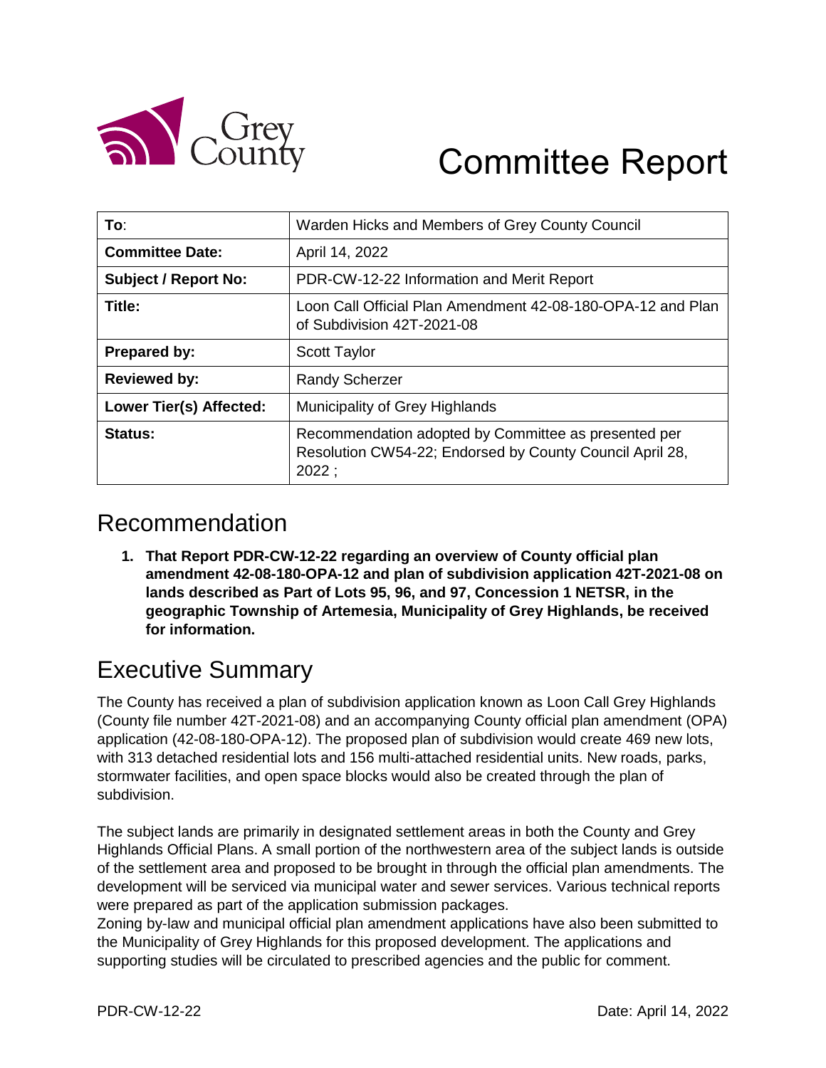# Committee Report

| To: | Warden Hicks and Members of Grey County Council |
|---|---|
| **Committee Date:** | April 14, 2022 |
| **Subject / Report No:** | PDR-CW-12-22 Information and Merit Report |
| **Title:** | Loon Call Official Plan Amendment 42-08-180-OPA-12 and Plan of Subdivision 42T-2021-08 |
| **Prepared by:** | Scott Taylor |
| **Reviewed by:** | Randy Scherzer |
| **Lower Tier(s) Affected:** | Municipality of Grey Highlands |
| **Status:** | Recommendation adopted by Committee as presented per Resolution CW54-22; Endorsed by County Council April 28, 2022 ; |

## Recommendation

1. **That Report PDR-CW-12-22 regarding an overview of County official plan amendment 42-08-180-OPA-12 and plan of subdivision application 42T-2021-08 on lands described as Part of Lots 95, 96, and 97, Concession 1 NETSR, in the geographic Township of Artemesia, Municipality of Grey Highlands, be received for information.**

## Executive Summary

The County has received a plan of subdivision application known as Loon Call Grey Highlands (County file number 42T-2021-08) and an accompanying County official plan amendment (OPA) application (42-08-180-OPA-12). The proposed plan of subdivision would create 469 new lots, with 313 detached residential lots and 156 multi-attached residential units. New roads, parks, stormwater facilities, and open space blocks would also be created through the plan of subdivision.

The subject lands are primarily in designated settlement areas in both the County and Grey Highlands Official Plans. A small portion of the northwestern area of the subject lands is outside of the settlement area and proposed to be brought in through the official plan amendments. The development will be serviced via municipal water and sewer services. Various technical reports were prepared as part of the application submission packages.
Zoning by-law and municipal official plan amendment applications have also been submitted to the Municipality of Grey Highlands for this proposed development. The applications and supporting studies will be circulated to prescribed agencies and the public for comment.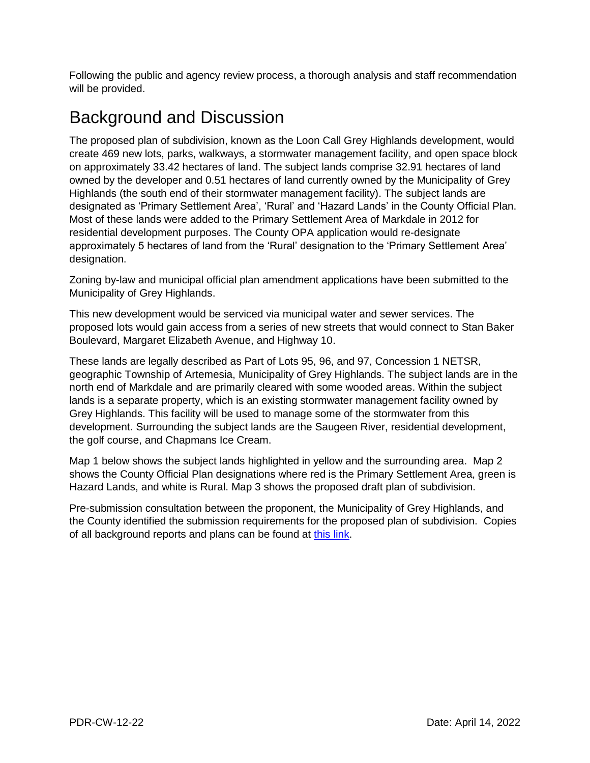Following the public and agency review process, a thorough analysis and staff recommendation will be provided.

# Background and Discussion

The proposed plan of subdivision, known as the Loon Call Grey Highlands development, would create 469 new lots, parks, walkways, a stormwater management facility, and open space block on approximately 33.42 hectares of land. The subject lands comprise 32.91 hectares of land owned by the developer and 0.51 hectares of land currently owned by the Municipality of Grey Highlands (the south end of their stormwater management facility). The subject lands are designated as 'Primary Settlement Area', 'Rural' and 'Hazard Lands' in the County Official Plan. Most of these lands were added to the Primary Settlement Area of Markdale in 2012 for residential development purposes. The County OPA application would re-designate approximately 5 hectares of land from the 'Rural' designation to the 'Primary Settlement Area' designation.

Zoning by-law and municipal official plan amendment applications have been submitted to the Municipality of Grey Highlands.

This new development would be serviced via municipal water and sewer services. The proposed lots would gain access from a series of new streets that would connect to Stan Baker Boulevard, Margaret Elizabeth Avenue, and Highway 10.

These lands are legally described as Part of Lots 95, 96, and 97, Concession 1 NETSR, geographic Township of Artemesia, Municipality of Grey Highlands. The subject lands are in the north end of Markdale and are primarily cleared with some wooded areas. Within the subject lands is a separate property, which is an existing stormwater management facility owned by Grey Highlands. This facility will be used to manage some of the stormwater from this development. Surrounding the subject lands are the Saugeen River, residential development, the golf course, and Chapmans Ice Cream.

Map 1 below shows the subject lands highlighted in yellow and the surrounding area. Map 2 shows the County Official Plan designations where red is the Primary Settlement Area, green is Hazard Lands, and white is Rural. Map 3 shows the proposed draft plan of subdivision.

Pre-submission consultation between the proponent, the Municipality of Grey Highlands, and the County identified the submission requirements for the proposed plan of subdivision. Copies of all background reports and plans can be found at this link.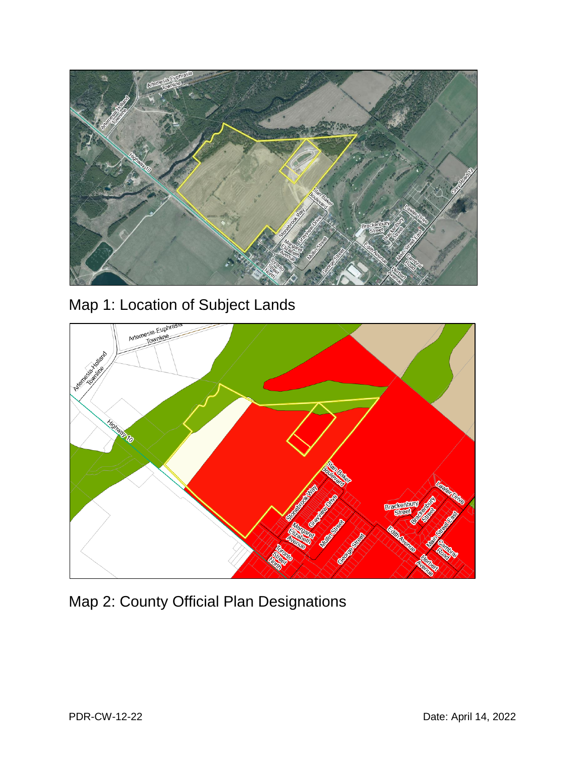Map 1: Location of Subject Lands

Map 2: County Official Plan Designations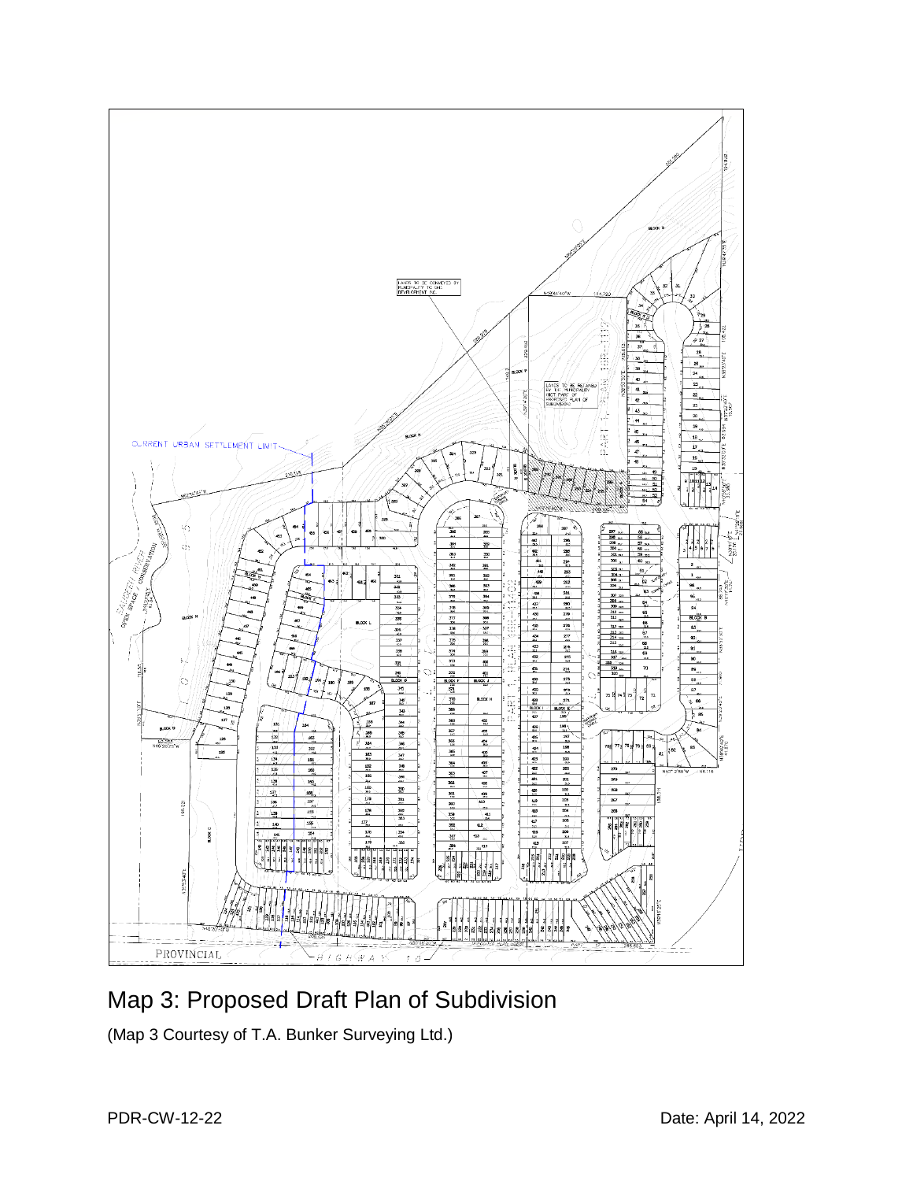# Map 3: Proposed Draft Plan of Subdivision

(Map 3 Courtesy of T.A. Bunker Surveying Ltd.)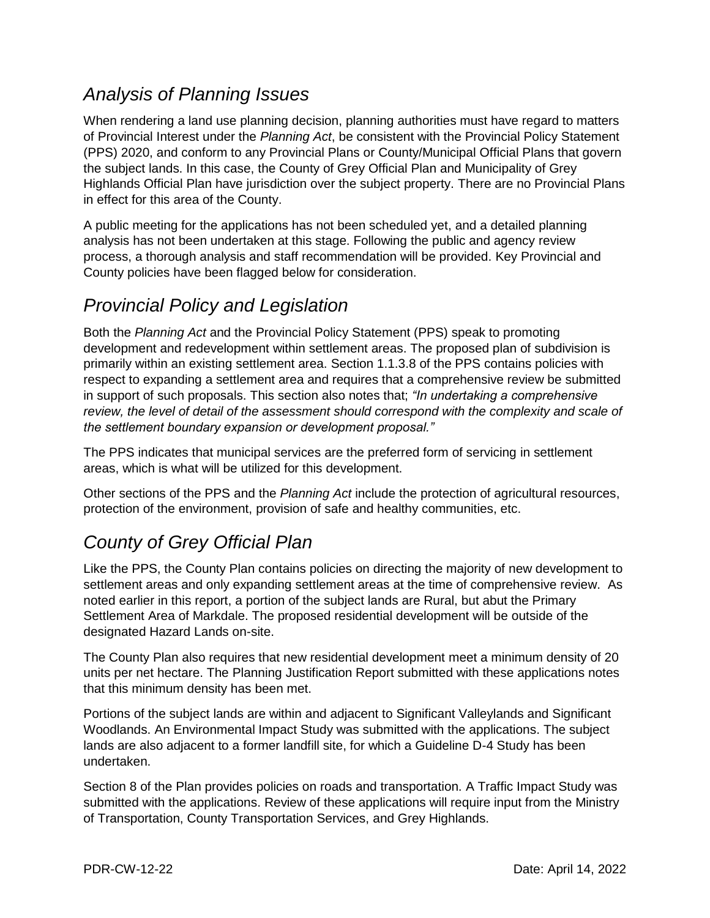## *Analysis of Planning Issues*

When rendering a land use planning decision, planning authorities must have regard to matters of Provincial Interest under the *Planning Act*, be consistent with the Provincial Policy Statement (PPS) 2020, and conform to any Provincial Plans or County/Municipal Official Plans that govern the subject lands. In this case, the County of Grey Official Plan and Municipality of Grey Highlands Official Plan have jurisdiction over the subject property. There are no Provincial Plans in effect for this area of the County.

A public meeting for the applications has not been scheduled yet, and a detailed planning analysis has not been undertaken at this stage. Following the public and agency review process, a thorough analysis and staff recommendation will be provided. Key Provincial and County policies have been flagged below for consideration.

## *Provincial Policy and Legislation*

Both the *Planning Act* and the Provincial Policy Statement (PPS) speak to promoting development and redevelopment within settlement areas. The proposed plan of subdivision is primarily within an existing settlement area. Section 1.1.3.8 of the PPS contains policies with respect to expanding a settlement area and requires that a comprehensive review be submitted in support of such proposals. This section also notes that; *"In undertaking a comprehensive review, the level of detail of the assessment should correspond with the complexity and scale of the settlement boundary expansion or development proposal."*

The PPS indicates that municipal services are the preferred form of servicing in settlement areas, which is what will be utilized for this development.

Other sections of the PPS and the *Planning Act* include the protection of agricultural resources, protection of the environment, provision of safe and healthy communities, etc.

## *County of Grey Official Plan*

Like the PPS, the County Plan contains policies on directing the majority of new development to settlement areas and only expanding settlement areas at the time of comprehensive review. As noted earlier in this report, a portion of the subject lands are Rural, but abut the Primary Settlement Area of Markdale. The proposed residential development will be outside of the designated Hazard Lands on-site.

The County Plan also requires that new residential development meet a minimum density of 20 units per net hectare. The Planning Justification Report submitted with these applications notes that this minimum density has been met.

Portions of the subject lands are within and adjacent to Significant Valleylands and Significant Woodlands. An Environmental Impact Study was submitted with the applications. The subject lands are also adjacent to a former landfill site, for which a Guideline D-4 Study has been undertaken.

Section 8 of the Plan provides policies on roads and transportation. A Traffic Impact Study was submitted with the applications. Review of these applications will require input from the Ministry of Transportation, County Transportation Services, and Grey Highlands.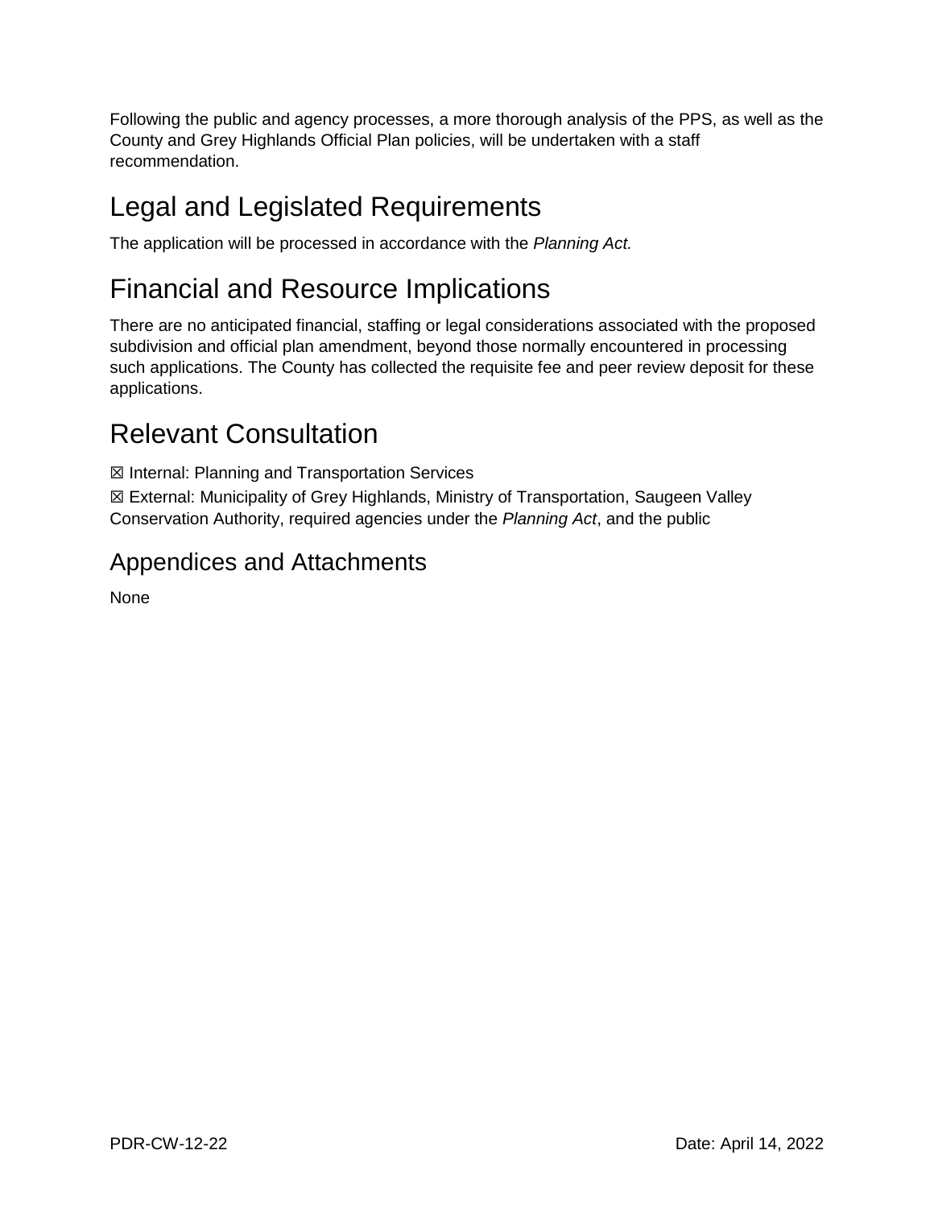Following the public and agency processes, a more thorough analysis of the PPS, as well as the County and Grey Highlands Official Plan policies, will be undertaken with a staff recommendation.

# Legal and Legislated Requirements

The application will be processed in accordance with the *Planning Act.*

# Financial and Resource Implications

There are no anticipated financial, staffing or legal considerations associated with the proposed subdivision and official plan amendment, beyond those normally encountered in processing such applications. The County has collected the requisite fee and peer review deposit for these applications.

# Relevant Consultation

☒ Internal: Planning and Transportation Services

☒ External: Municipality of Grey Highlands, Ministry of Transportation, Saugeen Valley Conservation Authority, required agencies under the *Planning Act*, and the public

## Appendices and Attachments

None